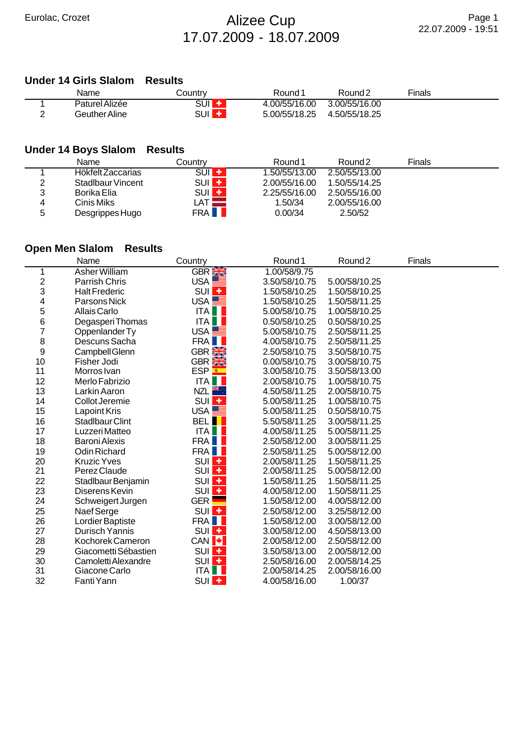Eurolac, Crozet

# Alizee Cup
17.07.2009 - 18.07.2009

Page 1
22.07.2009 - 19:51

## Under 14 Girls Slalom Results

| | Name | Country | Round 1 | Round 2 | Finals |
|---|---|---|---|---|---|
| 1 | Paturel Alizée | SUI | 4.00/55/16.00 | 3.00/55/16.00 | |
| 2 | Geuther Aline | SUI | 5.00/55/18.25 | 4.50/55/18.25 | |

## Under 14 Boys Slalom Results

| | Name | Country | Round 1 | Round 2 | Finals |
|---|---|---|---|---|---|
| 1 | Hökfelt Zaccarias | SUI | 1.50/55/13.00 | 2.50/55/13.00 | |
| 2 | Stadlbaur Vincent | SUI | 2.00/55/16.00 | 1.50/55/14.25 | |
| 3 | Borika Elia | SUI | 2.25/55/16.00 | 2.50/55/16.00 | |
| 4 | Cinis Miks | LAT | 1.50/34 | 2.00/55/16.00 | |
| 5 | Desgrippes Hugo | FRA | 0.00/34 | 2.50/52 | |

## Open Men Slalom Results

| | Name | Country | Round 1 | Round 2 | Finals |
|---|---|---|---|---|---|
| 1 | Asher William | GBR | 1.00/58/9.75 | | |
| 2 | Parrish Chris | USA | 3.50/58/10.75 | 5.00/58/10.25 | |
| 3 | Halt Frederic | SUI | 1.50/58/10.25 | 1.50/58/10.25 | |
| 4 | Parsons Nick | USA | 1.50/58/10.25 | 1.50/58/11.25 | |
| 5 | Allais Carlo | ITA | 5.00/58/10.75 | 1.00/58/10.25 | |
| 6 | Degasperi Thomas | ITA | 0.50/58/10.25 | 0.50/58/10.25 | |
| 7 | Oppenlander Ty | USA | 5.00/58/10.75 | 2.50/58/11.25 | |
| 8 | Descuns Sacha | FRA | 4.00/58/10.75 | 2.50/58/11.25 | |
| 9 | Campbell Glenn | GBR | 2.50/58/10.75 | 3.50/58/10.75 | |
| 10 | Fisher Jodi | GBR | 0.00/58/10.75 | 3.00/58/10.75 | |
| 11 | Morros Ivan | ESP | 3.00/58/10.75 | 3.50/58/13.00 | |
| 12 | Merlo Fabrizio | ITA | 2.00/58/10.75 | 1.00/58/10.75 | |
| 13 | Larkin Aaron | NZL | 4.50/58/11.25 | 2.00/58/10.75 | |
| 14 | Collot Jeremie | SUI | 5.00/58/11.25 | 1.00/58/10.75 | |
| 15 | Lapoint Kris | USA | 5.00/58/11.25 | 0.50/58/10.75 | |
| 16 | Stadlbaur Clint | BEL | 5.50/58/11.25 | 3.00/58/11.25 | |
| 17 | Luzzeri Matteo | ITA | 4.00/58/11.25 | 5.00/58/11.25 | |
| 18 | Baroni Alexis | FRA | 2.50/58/12.00 | 3.00/58/11.25 | |
| 19 | Odin Richard | FRA | 2.50/58/11.25 | 5.00/58/12.00 | |
| 20 | Kruzic Yves | SUI | 2.00/58/11.25 | 1.50/58/11.25 | |
| 21 | Perez Claude | SUI | 2.00/58/11.25 | 5.00/58/12.00 | |
| 22 | Stadlbaur Benjamin | SUI | 1.50/58/11.25 | 1.50/58/11.25 | |
| 23 | Diserens Kevin | SUI | 4.00/58/12.00 | 1.50/58/11.25 | |
| 24 | Schweigert Jurgen | GER | 1.50/58/12.00 | 4.00/58/12.00 | |
| 25 | Naef Serge | SUI | 2.50/58/12.00 | 3.25/58/12.00 | |
| 26 | Lordier Baptiste | FRA | 1.50/58/12.00 | 3.00/58/12.00 | |
| 27 | Durisch Yannis | SUI | 3.00/58/12.00 | 4.50/58/13.00 | |
| 28 | Kochorek Cameron | CAN | 2.00/58/12.00 | 2.50/58/12.00 | |
| 29 | Giacometti Sébastien | SUI | 3.50/58/13.00 | 2.00/58/12.00 | |
| 30 | Camoletti Alexandre | SUI | 2.50/58/16.00 | 2.00/58/14.25 | |
| 31 | Giacone Carlo | ITA | 2.00/58/14.25 | 2.00/58/16.00 | |
| 32 | Fanti Yann | SUI | 4.00/58/16.00 | 1.00/37 | |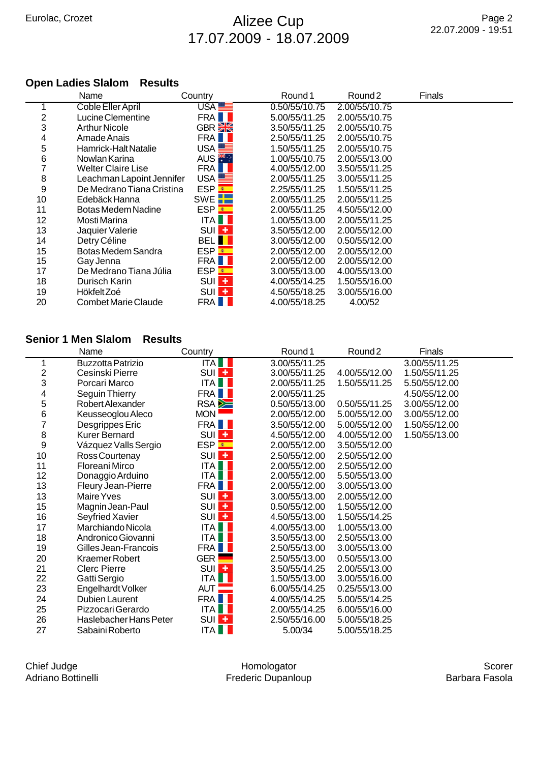## Open Ladies Slalom Results

| | Name | Country | Round 1 | Round 2 | Finals |
|---|---|---|---|---|---|
| 1 | Coble Eller April | USA | 0.50/55/10.75 | 2.00/55/10.75 | |
| 2 | Lucine Clementine | FRA | 5.00/55/11.25 | 2.00/55/10.75 | |
| 3 | Arthur Nicole | GBR | 3.50/55/11.25 | 2.00/55/10.75 | |
| 4 | Amade Anais | FRA | 2.50/55/11.25 | 2.00/55/10.75 | |
| 5 | Hamrick-Halt Natalie | USA | 1.50/55/11.25 | 2.00/55/10.75 | |
| 6 | Nowlan Karina | AUS | 1.00/55/10.75 | 2.00/55/13.00 | |
| 7 | Welter Claire Lise | FRA | 4.00/55/12.00 | 3.50/55/11.25 | |
| 8 | Leachman Lapoint Jennifer | USA | 2.00/55/11.25 | 3.00/55/11.25 | |
| 9 | De Medrano Tiana Cristina | ESP | 2.25/55/11.25 | 1.50/55/11.25 | |
| 10 | Edebäck Hanna | SWE | 2.00/55/11.25 | 2.00/55/11.25 | |
| 11 | Botas Medem Nadine | ESP | 2.00/55/11.25 | 4.50/55/12.00 | |
| 12 | Mosti Marina | ITA | 1.00/55/13.00 | 2.00/55/11.25 | |
| 13 | Jaquier Valerie | SUI | 3.50/55/12.00 | 2.00/55/12.00 | |
| 14 | Detry Céline | BEL | 3.00/55/12.00 | 0.50/55/12.00 | |
| 15 | Botas Medem Sandra | ESP | 2.00/55/12.00 | 2.00/55/12.00 | |
| 15 | Gay Jenna | FRA | 2.00/55/12.00 | 2.00/55/12.00 | |
| 17 | De Medrano Tiana Júlia | ESP | 3.00/55/13.00 | 4.00/55/13.00 | |
| 18 | Durisch Karin | SUI | 4.00/55/14.25 | 1.50/55/16.00 | |
| 19 | Hökfelt Zoé | SUI | 4.50/55/18.25 | 3.00/55/16.00 | |
| 20 | Combet Marie Claude | FRA | 4.00/55/18.25 | 4.00/52 | |

## Senior 1 Men Slalom Results

| | Name | Country | Round 1 | Round 2 | Finals |
|---|---|---|---|---|---|
| 1 | Buzzotta Patrizio | ITA | 3.00/55/11.25 | | 3.00/55/11.25 |
| 2 | Cesinski Pierre | SUI | 3.00/55/11.25 | 4.00/55/12.00 | 1.50/55/11.25 |
| 3 | Porcari Marco | ITA | 2.00/55/11.25 | 1.50/55/11.25 | 5.50/55/12.00 |
| 4 | Seguin Thierry | FRA | 2.00/55/11.25 | | 4.50/55/12.00 |
| 5 | Robert Alexander | RSA | 0.50/55/13.00 | 0.50/55/11.25 | 3.00/55/12.00 |
| 6 | Keusseoglou Aleco | MON | 2.00/55/12.00 | 5.00/55/12.00 | 3.00/55/12.00 |
| 7 | Desgrippes Eric | FRA | 3.50/55/12.00 | 5.00/55/12.00 | 1.50/55/12.00 |
| 8 | Kurer Bernard | SUI | 4.50/55/12.00 | 4.00/55/12.00 | 1.50/55/13.00 |
| 9 | Vázquez Valls Sergio | ESP | 2.00/55/12.00 | 3.50/55/12.00 | |
| 10 | Ross Courtenay | SUI | 2.50/55/12.00 | 2.50/55/12.00 | |
| 11 | Floreani Mirco | ITA | 2.00/55/12.00 | 2.50/55/12.00 | |
| 12 | Donaggio Arduino | ITA | 2.00/55/12.00 | 5.50/55/13.00 | |
| 13 | Fleury Jean-Pierre | FRA | 2.00/55/12.00 | 3.00/55/13.00 | |
| 13 | Maire Yves | SUI | 3.00/55/13.00 | 2.00/55/12.00 | |
| 15 | Magnin Jean-Paul | SUI | 0.50/55/12.00 | 1.50/55/12.00 | |
| 16 | Seyfried Xavier | SUI | 4.50/55/13.00 | 1.50/55/14.25 | |
| 17 | Marchiando Nicola | ITA | 4.00/55/13.00 | 1.00/55/13.00 | |
| 18 | Andronico Giovanni | ITA | 3.50/55/13.00 | 2.50/55/13.00 | |
| 19 | Gilles Jean-Francois | FRA | 2.50/55/13.00 | 3.00/55/13.00 | |
| 20 | Kraemer Robert | GER | 2.50/55/13.00 | 0.50/55/13.00 | |
| 21 | Clerc Pierre | SUI | 3.50/55/14.25 | 2.00/55/13.00 | |
| 22 | Gatti Sergio | ITA | 1.50/55/13.00 | 3.00/55/16.00 | |
| 23 | Engelhardt Volker | AUT | 6.00/55/14.25 | 0.25/55/13.00 | |
| 24 | Dubien Laurent | FRA | 4.00/55/14.25 | 5.00/55/14.25 | |
| 25 | Pizzocari Gerardo | ITA | 2.00/55/14.25 | 6.00/55/16.00 | |
| 26 | Haslebacher Hans Peter | SUI | 2.50/55/16.00 | 5.00/55/18.25 | |
| 27 | Sabaini Roberto | ITA | 5.00/34 | 5.00/55/18.25 | |

Chief Judge
Adriano Bottinelli

Homologator
Frederic Dupanloup

Scorer
Barbara Fasola